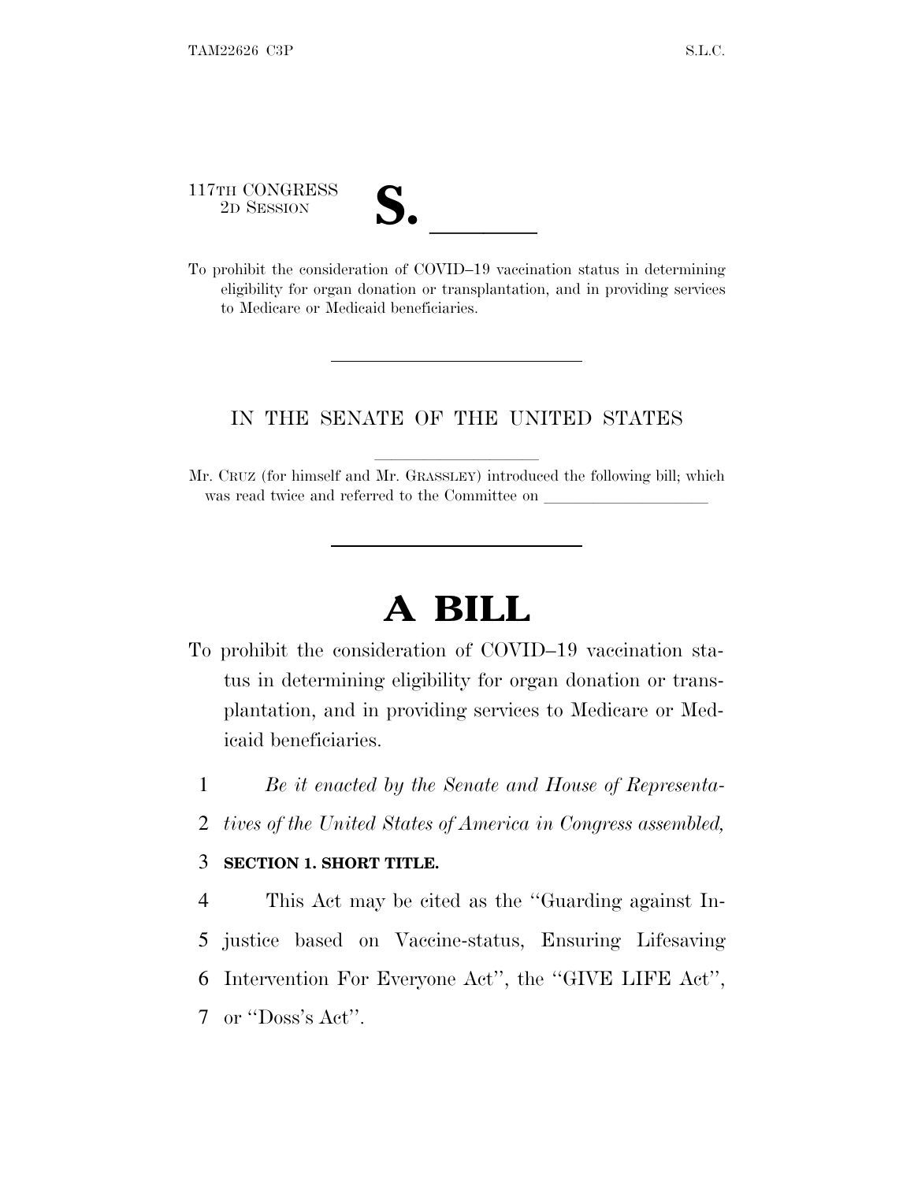117TH CONGRESS
2D SESSION

**S. \_\_\_\_\_\_**

To prohibit the consideration of COVID–19 vaccination status in determining eligibility for organ donation or transplantation, and in providing services to Medicare or Medicaid beneficiaries.

---

IN THE SENATE OF THE UNITED STATES

Mr. CRUZ (for himself and Mr. GRASSLEY) introduced the following bill; which was read twice and referred to the Committee on \_\_\_\_\_\_\_\_\_\_\_\_\_\_\_\_\_\_\_\_

---

# A BILL

To prohibit the consideration of COVID–19 vaccination status in determining eligibility for organ donation or transplantation, and in providing services to Medicare or Medicaid beneficiaries.

*Be it enacted by the Senate and House of Representatives of the United States of America in Congress assembled,*

**SECTION 1. SHORT TITLE.**

This Act may be cited as the ''Guarding against Injustice based on Vaccine-status, Ensuring Lifesaving Intervention For Everyone Act'', the ''GIVE LIFE Act'', or ''Doss's Act''.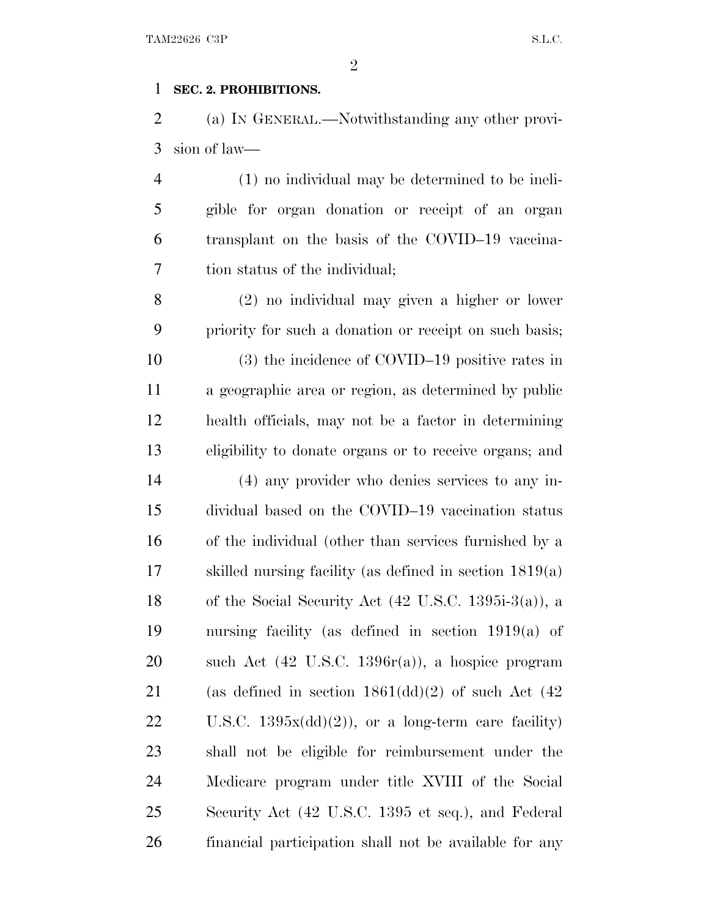**SEC. 2. PROHIBITIONS.**

(a) IN GENERAL.—Notwithstanding any other provision of law—

(1) no individual may be determined to be ineligible for organ donation or receipt of an organ transplant on the basis of the COVID–19 vaccination status of the individual;

(2) no individual may given a higher or lower priority for such a donation or receipt on such basis;

(3) the incidence of COVID–19 positive rates in a geographic area or region, as determined by public health officials, may not be a factor in determining eligibility to donate organs or to receive organs; and

(4) any provider who denies services to any individual based on the COVID–19 vaccination status of the individual (other than services furnished by a skilled nursing facility (as defined in section 1819(a) of the Social Security Act (42 U.S.C. 1395i-3(a)), a nursing facility (as defined in section 1919(a) of such Act (42 U.S.C. 1396r(a)), a hospice program (as defined in section 1861(dd)(2) of such Act (42 U.S.C. 1395x(dd)(2)), or a long-term care facility) shall not be eligible for reimbursement under the Medicare program under title XVIII of the Social Security Act (42 U.S.C. 1395 et seq.), and Federal financial participation shall not be available for any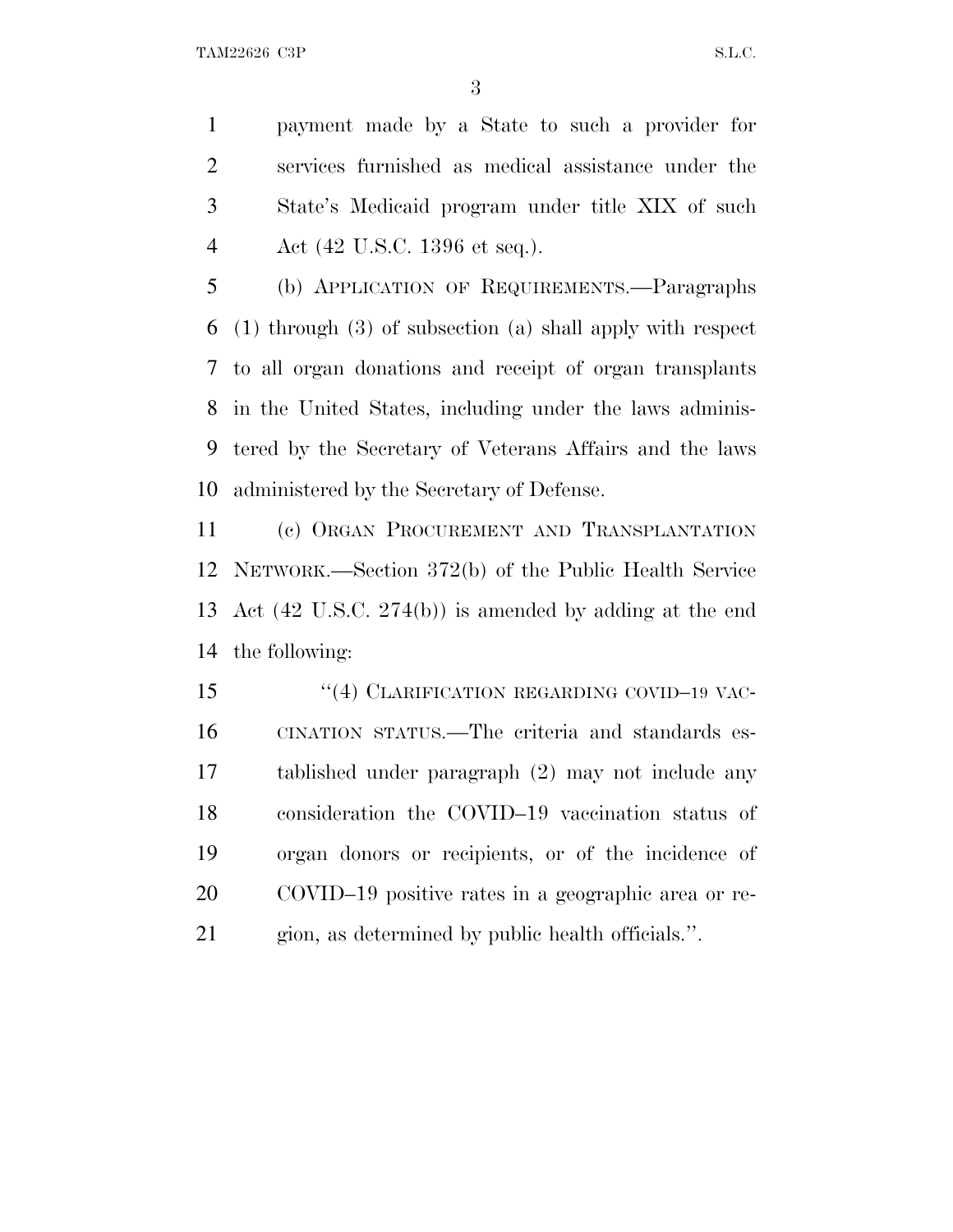payment made by a State to such a provider for services furnished as medical assistance under the State's Medicaid program under title XIX of such Act (42 U.S.C. 1396 et seq.).

(b) APPLICATION OF REQUIREMENTS.—Paragraphs (1) through (3) of subsection (a) shall apply with respect to all organ donations and receipt of organ transplants in the United States, including under the laws administered by the Secretary of Veterans Affairs and the laws administered by the Secretary of Defense.

(c) ORGAN PROCUREMENT AND TRANSPLANTATION NETWORK.—Section 372(b) of the Public Health Service Act (42 U.S.C. 274(b)) is amended by adding at the end the following:

"(4) CLARIFICATION REGARDING COVID–19 VACCINATION STATUS.—The criteria and standards established under paragraph (2) may not include any consideration the COVID–19 vaccination status of organ donors or recipients, or of the incidence of COVID–19 positive rates in a geographic area or region, as determined by public health officials.".